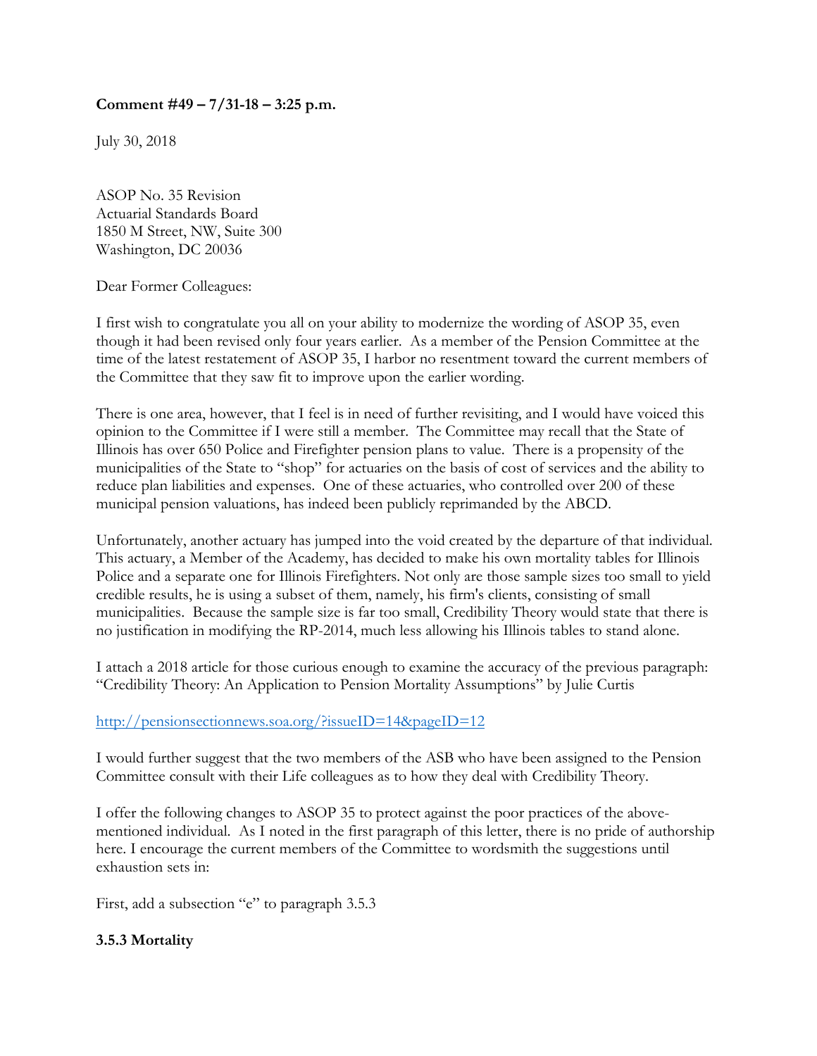**Comment #49 – 7/31-18 – 3:25 p.m.**

July 30, 2018

ASOP No. 35 Revision
Actuarial Standards Board
1850 M Street, NW, Suite 300
Washington, DC 20036

Dear Former Colleagues:

I first wish to congratulate you all on your ability to modernize the wording of ASOP 35, even though it had been revised only four years earlier. As a member of the Pension Committee at the time of the latest restatement of ASOP 35, I harbor no resentment toward the current members of the Committee that they saw fit to improve upon the earlier wording.

There is one area, however, that I feel is in need of further revisiting, and I would have voiced this opinion to the Committee if I were still a member. The Committee may recall that the State of Illinois has over 650 Police and Firefighter pension plans to value. There is a propensity of the municipalities of the State to "shop" for actuaries on the basis of cost of services and the ability to reduce plan liabilities and expenses. One of these actuaries, who controlled over 200 of these municipal pension valuations, has indeed been publicly reprimanded by the ABCD.

Unfortunately, another actuary has jumped into the void created by the departure of that individual. This actuary, a Member of the Academy, has decided to make his own mortality tables for Illinois Police and a separate one for Illinois Firefighters. Not only are those sample sizes too small to yield credible results, he is using a subset of them, namely, his firm's clients, consisting of small municipalities. Because the sample size is far too small, Credibility Theory would state that there is no justification in modifying the RP-2014, much less allowing his Illinois tables to stand alone.

I attach a 2018 article for those curious enough to examine the accuracy of the previous paragraph: "Credibility Theory: An Application to Pension Mortality Assumptions" by Julie Curtis

http://pensionsectionnews.soa.org/?issueID=14&pageID=12

I would further suggest that the two members of the ASB who have been assigned to the Pension Committee consult with their Life colleagues as to how they deal with Credibility Theory.

I offer the following changes to ASOP 35 to protect against the poor practices of the above-mentioned individual. As I noted in the first paragraph of this letter, there is no pride of authorship here. I encourage the current members of the Committee to wordsmith the suggestions until exhaustion sets in:

First, add a subsection "e" to paragraph 3.5.3

**3.5.3 Mortality**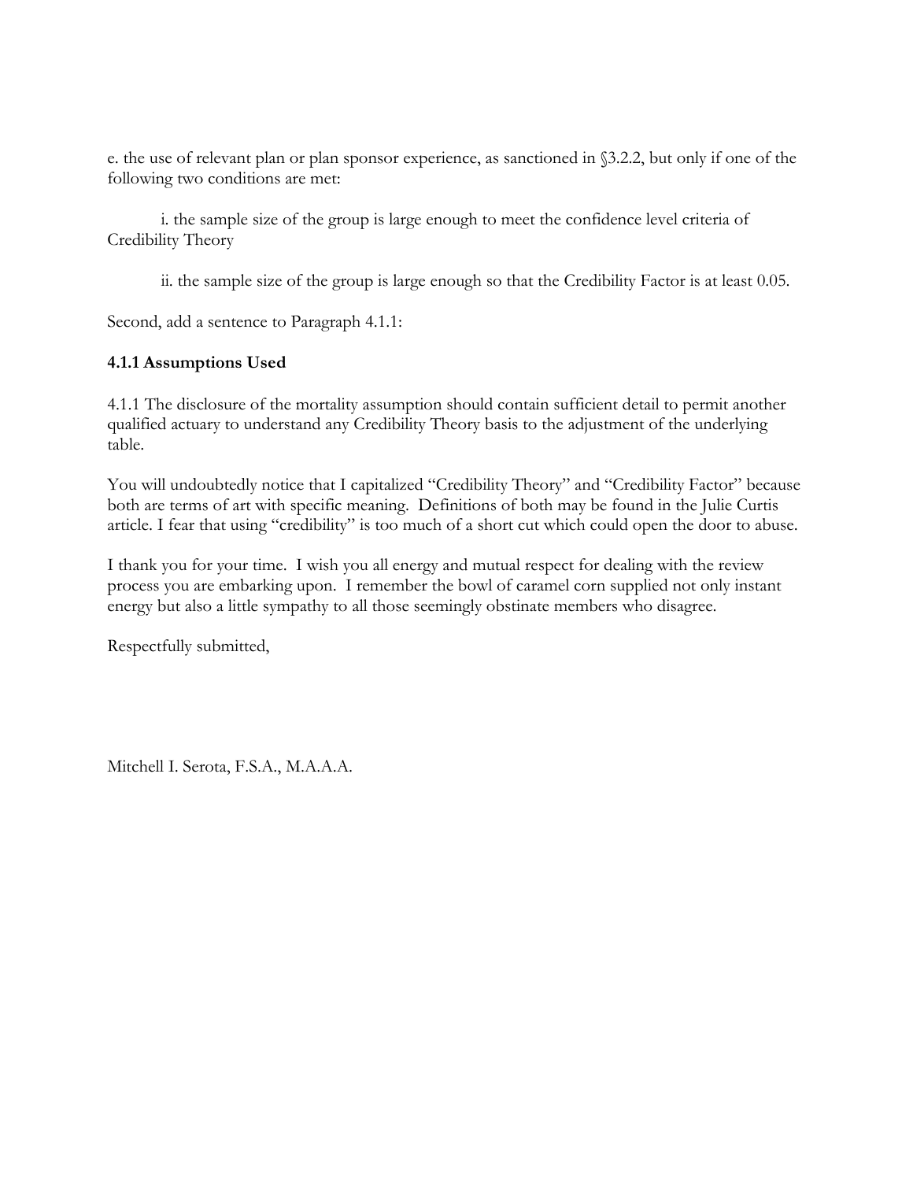e. the use of relevant plan or plan sponsor experience, as sanctioned in §3.2.2, but only if one of the following two conditions are met:

i. the sample size of the group is large enough to meet the confidence level criteria of Credibility Theory

ii. the sample size of the group is large enough so that the Credibility Factor is at least 0.05.

Second, add a sentence to Paragraph 4.1.1:

**4.1.1 Assumptions Used**

4.1.1 The disclosure of the mortality assumption should contain sufficient detail to permit another qualified actuary to understand any Credibility Theory basis to the adjustment of the underlying table.

You will undoubtedly notice that I capitalized "Credibility Theory" and "Credibility Factor" because both are terms of art with specific meaning. Definitions of both may be found in the Julie Curtis article. I fear that using "credibility" is too much of a short cut which could open the door to abuse.

I thank you for your time. I wish you all energy and mutual respect for dealing with the review process you are embarking upon. I remember the bowl of caramel corn supplied not only instant energy but also a little sympathy to all those seemingly obstinate members who disagree.

Respectfully submitted,

Mitchell I. Serota, F.S.A., M.A.A.A.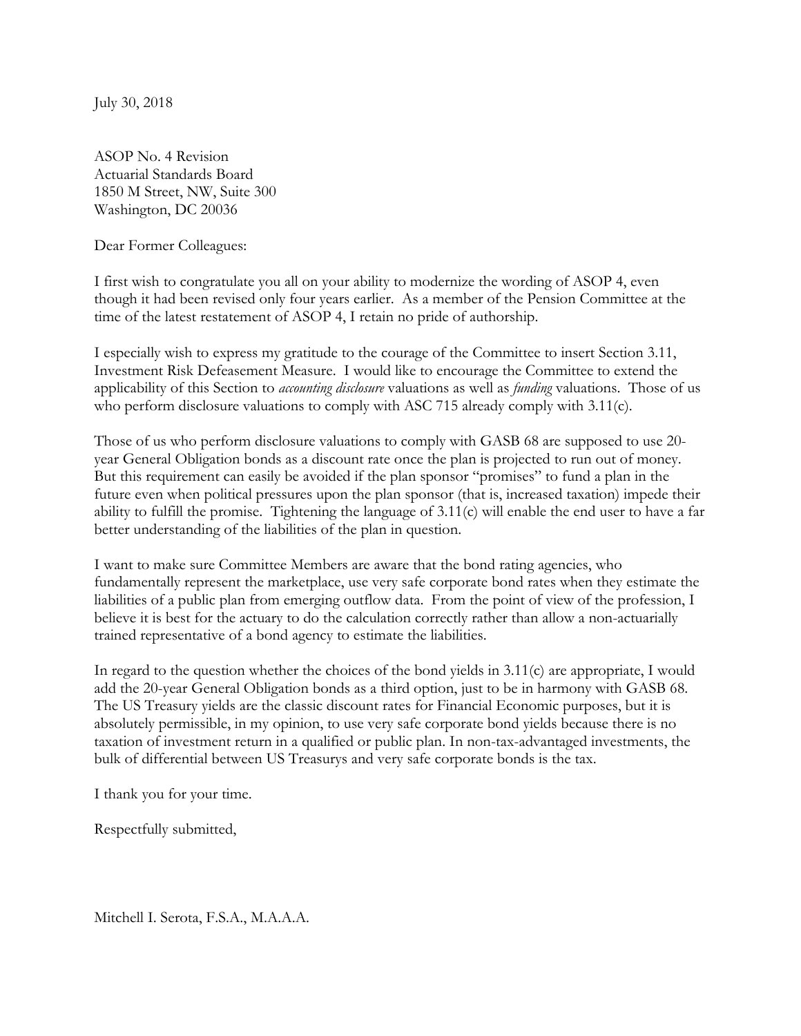July 30, 2018

ASOP No. 4 Revision
Actuarial Standards Board
1850 M Street, NW, Suite 300
Washington, DC 20036

Dear Former Colleagues:

I first wish to congratulate you all on your ability to modernize the wording of ASOP 4, even though it had been revised only four years earlier. As a member of the Pension Committee at the time of the latest restatement of ASOP 4, I retain no pride of authorship.

I especially wish to express my gratitude to the courage of the Committee to insert Section 3.11, Investment Risk Defeasement Measure. I would like to encourage the Committee to extend the applicability of this Section to *accounting disclosure* valuations as well as *funding* valuations. Those of us who perform disclosure valuations to comply with ASC 715 already comply with 3.11(c).

Those of us who perform disclosure valuations to comply with GASB 68 are supposed to use 20-year General Obligation bonds as a discount rate once the plan is projected to run out of money. But this requirement can easily be avoided if the plan sponsor "promises" to fund a plan in the future even when political pressures upon the plan sponsor (that is, increased taxation) impede their ability to fulfill the promise. Tightening the language of 3.11(c) will enable the end user to have a far better understanding of the liabilities of the plan in question.

I want to make sure Committee Members are aware that the bond rating agencies, who fundamentally represent the marketplace, use very safe corporate bond rates when they estimate the liabilities of a public plan from emerging outflow data. From the point of view of the profession, I believe it is best for the actuary to do the calculation correctly rather than allow a non-actuarially trained representative of a bond agency to estimate the liabilities.

In regard to the question whether the choices of the bond yields in 3.11(c) are appropriate, I would add the 20-year General Obligation bonds as a third option, just to be in harmony with GASB 68. The US Treasury yields are the classic discount rates for Financial Economic purposes, but it is absolutely permissible, in my opinion, to use very safe corporate bond yields because there is no taxation of investment return in a qualified or public plan. In non-tax-advantaged investments, the bulk of differential between US Treasurys and very safe corporate bonds is the tax.

I thank you for your time.

Respectfully submitted,

Mitchell I. Serota, F.S.A., M.A.A.A.